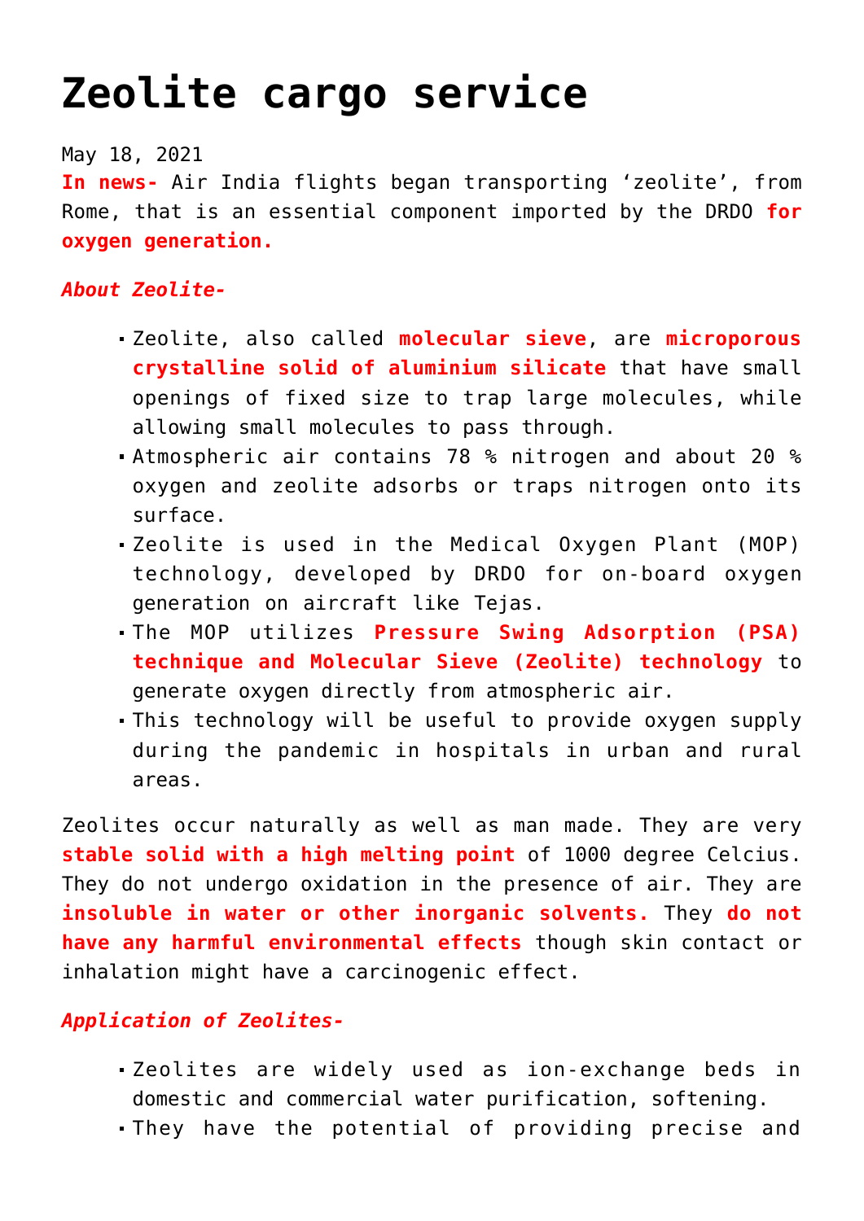# Zeolite cargo service

May 18, 2021

**In news-** Air India flights began transporting 'zeolite', from Rome, that is an essential component imported by the DRDO **for oxygen generation.**

***About Zeolite-***

- Zeolite, also called **molecular sieve**, are **microporous crystalline solid of aluminium silicate** that have small openings of fixed size to trap large molecules, while allowing small molecules to pass through.
- Atmospheric air contains 78 % nitrogen and about 20 % oxygen and zeolite adsorbs or traps nitrogen onto its surface.
- Zeolite is used in the Medical Oxygen Plant (MOP) technology, developed by DRDO for on-board oxygen generation on aircraft like Tejas.
- The MOP utilizes **Pressure Swing Adsorption (PSA) technique and Molecular Sieve (Zeolite) technology** to generate oxygen directly from atmospheric air.
- This technology will be useful to provide oxygen supply during the pandemic in hospitals in urban and rural areas.

Zeolites occur naturally as well as man made. They are very **stable solid with a high melting point** of 1000 degree Celcius. They do not undergo oxidation in the presence of air. They are **insoluble in water or other inorganic solvents.** They **do not have any harmful environmental effects** though skin contact or inhalation might have a carcinogenic effect.

***Application of Zeolites-***

- Zeolites are widely used as ion-exchange beds in domestic and commercial water purification, softening.
- They have the potential of providing precise and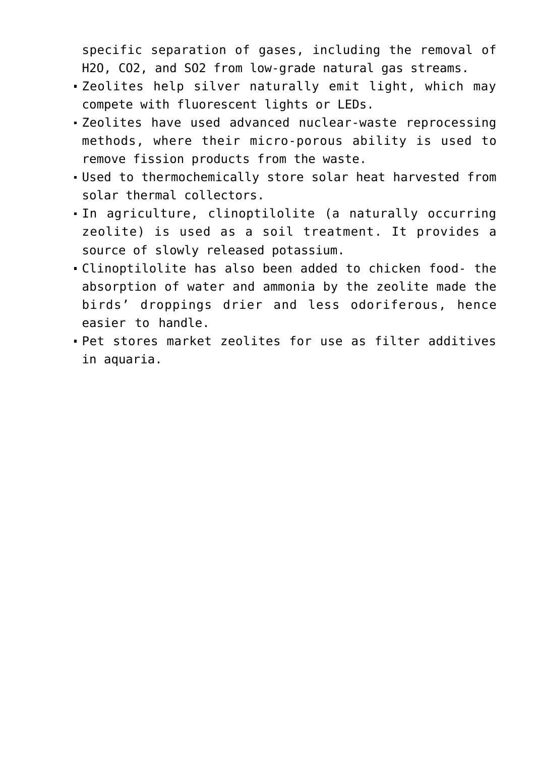specific separation of gases, including the removal of $H_2O$, $CO_2$, and $SO_2$ from low-grade natural gas streams.

- Zeolites help silver naturally emit light, which may compete with fluorescent lights or LEDs.
- Zeolites have used advanced nuclear-waste reprocessing methods, where their micro-porous ability is used to remove fission products from the waste.
- Used to thermochemically store solar heat harvested from solar thermal collectors.
- In agriculture, clinoptilolite (a naturally occurring zeolite) is used as a soil treatment. It provides a source of slowly released potassium.
- Clinoptilolite has also been added to chicken food- the absorption of water and ammonia by the zeolite made the birds' droppings drier and less odoriferous, hence easier to handle.
- Pet stores market zeolites for use as filter additives in aquaria.